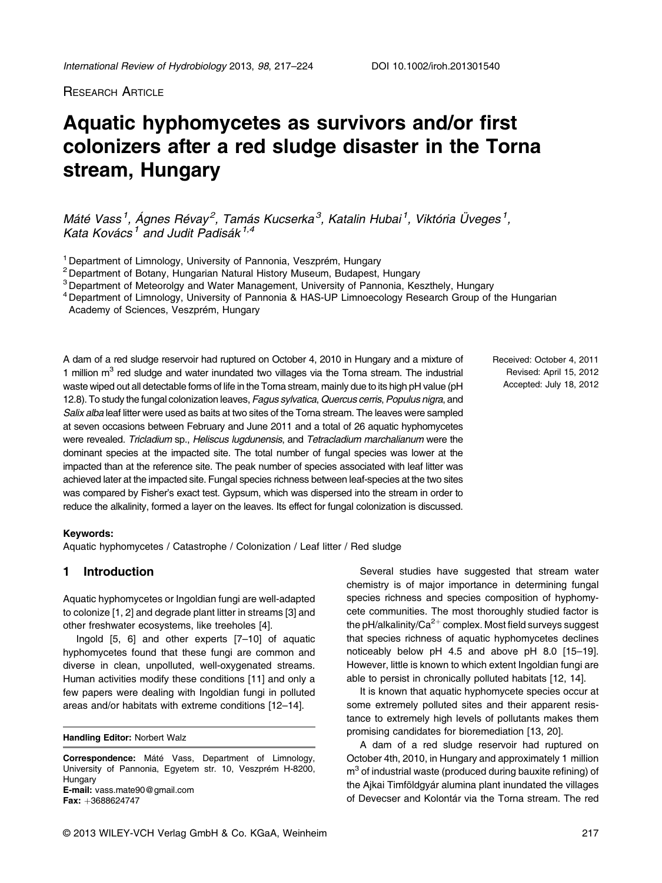Research Article

# Aquatic hyphomycetes as survivors and/or first colonizers after a red sludge disaster in the Torna stream, Hungary

*Máté Vass[1], Ágnes Révay[2], Tamás Kucserka[3], Katalin Hubai[1], Viktória Üveges[1], Kata Kovács[1] and Judit Padisák[1,4]*

[1] Department of Limnology, University of Pannonia, Veszprém, Hungary
[2] Department of Botany, Hungarian Natural History Museum, Budapest, Hungary
[3] Department of Meteorolgy and Water Management, University of Pannonia, Keszthely, Hungary
[4] Department of Limnology, University of Pannonia & HAS-UP Limnoecology Research Group of the Hungarian Academy of Sciences, Veszprém, Hungary

A dam of a red sludge reservoir had ruptured on October 4, 2010 in Hungary and a mixture of 1 million $m^3$ red sludge and water inundated two villages via the Torna stream. The industrial waste wiped out all detectable forms of life in the Torna stream, mainly due to its high pH value (pH 12.8). To study the fungal colonization leaves, *Fagus sylvatica*, *Quercus cerris*, *Populus nigra*, and *Salix alba* leaf litter were used as baits at two sites of the Torna stream. The leaves were sampled at seven occasions between February and June 2011 and a total of 26 aquatic hyphomycetes were revealed. *Tricladium* sp., *Heliscus lugdunensis*, and *Tetracladium marchalianum* were the dominant species at the impacted site. The total number of fungal species was lower at the impacted than at the reference site. The peak number of species associated with leaf litter was achieved later at the impacted site. Fungal species richness between leaf-species at the two sites was compared by Fisher's exact test. Gypsum, which was dispersed into the stream in order to reduce the alkalinity, formed a layer on the leaves. Its effect for fungal colonization is discussed.

Received: October 4, 2011
Revised: April 15, 2012
Accepted: July 18, 2012

**Keywords:**
Aquatic hyphomycetes / Catastrophe / Colonization / Leaf litter / Red sludge

## 1 Introduction

Aquatic hyphomycetes or Ingoldian fungi are well-adapted to colonize [1, 2] and degrade plant litter in streams [3] and other freshwater ecosystems, like treeholes [4].

Ingold [5, 6] and other experts [7–10] of aquatic hyphomycetes found that these fungi are common and diverse in clean, unpolluted, well-oxygenated streams. Human activities modify these conditions [11] and only a few papers were dealing with Ingoldian fungi in polluted areas and/or habitats with extreme conditions [12–14].

Several studies have suggested that stream water chemistry is of major importance in determining fungal species richness and species composition of hyphomycete communities. The most thoroughly studied factor is the pH/alkalinity/$Ca^{2+}$ complex. Most field surveys suggest that species richness of aquatic hyphomycetes declines noticeably below pH 4.5 and above pH 8.0 [15–19]. However, little is known to which extent Ingoldian fungi are able to persist in chronically polluted habitats [12, 14].

It is known that aquatic hyphomycete species occur at some extremely polluted sites and their apparent resistance to extremely high levels of pollutants makes them promising candidates for bioremediation [13, 20].

A dam of a red sludge reservoir had ruptured on October 4th, 2010, in Hungary and approximately 1 million $m^3$ of industrial waste (produced during bauxite refining) of the Ajkai Timföldgyár alumina plant inundated the villages of Devecser and Kolontár via the Torna stream. The red

**Handling Editor:** Norbert Walz

**Correspondence:** Máté Vass, Department of Limnology, University of Pannonia, Egyetem str. 10, Veszprém H-8200, Hungary
**E-mail:** vass.mate90@gmail.com
**Fax:** +3688624747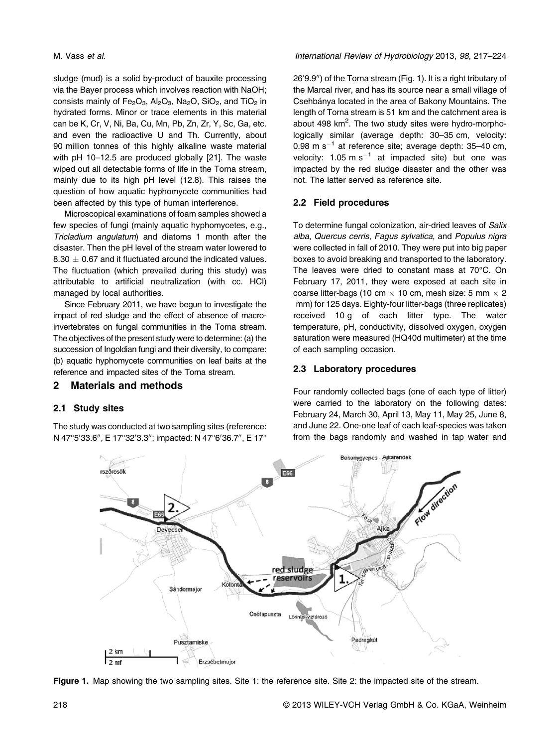sludge (mud) is a solid by-product of bauxite processing via the Bayer process which involves reaction with NaOH; consists mainly of $Fe_2O_3$, $Al_2O_3$, $Na_2O$, $SiO_2$, and $TiO_2$ in hydrated forms. Minor or trace elements in this material can be K, Cr, V, Ni, Ba, Cu, Mn, Pb, Zn, Zr, Y, Sc, Ga, etc. and even the radioactive U and Th. Currently, about 90 million tonnes of this highly alkaline waste material with pH 10–12.5 are produced globally [21]. The waste wiped out all detectable forms of life in the Torna stream, mainly due to its high pH level (12.8). This raises the question of how aquatic hyphomycete communities had been affected by this type of human interference.

Microscopical examinations of foam samples showed a few species of fungi (mainly aquatic hyphomycetes, e.g., *Tricladium angulatum*) and diatoms 1 month after the disaster. Then the pH level of the stream water lowered to $8.30 \pm 0.67$ and it fluctuated around the indicated values. The fluctuation (which prevailed during this study) was attributable to artificial neutralization (with cc. HCl) managed by local authorities.

Since February 2011, we have begun to investigate the impact of red sludge and the effect of absence of macroinvertebrates on fungal communities in the Torna stream. The objectives of the present study were to determine: (a) the succession of Ingoldian fungi and their diversity, to compare: (b) aquatic hyphomycete communities on leaf baits at the reference and impacted sites of the Torna stream.

## 2 Materials and methods

### 2.1 Study sites

The study was conducted at two sampling sites (reference: N 47°5′33.6″, E 17°32′3.3″; impacted: N 47°6′36.7″, E 17° 26′9.9″) of the Torna stream (Fig. 1). It is a right tributary of the Marcal river, and has its source near a small village of Csehbánya located in the area of Bakony Mountains. The length of Torna stream is 51 km and the catchment area is about 498 km$^2$. The two study sites were hydro-morphologically similar (average depth: 30–35 cm, velocity: 0.98 m s$^{-1}$ at reference site; average depth: 35–40 cm, velocity: 1.05 m s$^{-1}$ at impacted site) but one was impacted by the red sludge disaster and the other was not. The latter served as reference site.

### 2.2 Field procedures

To determine fungal colonization, air-dried leaves of *Salix alba*, *Quercus cerris*, *Fagus sylvatica*, and *Populus nigra* were collected in fall of 2010. They were put into big paper boxes to avoid breaking and transported to the laboratory. The leaves were dried to constant mass at 70°C. On February 17, 2011, they were exposed at each site in coarse litter-bags (10 cm × 10 cm, mesh size: 5 mm × 2 mm) for 125 days. Eighty-four litter-bags (three replicates) received 10 g of each litter type. The water temperature, pH, conductivity, dissolved oxygen, oxygen saturation were measured (HQ40d multimeter) at the time of each sampling occasion.

### 2.3 Laboratory procedures

Four randomly collected bags (one of each type of litter) were carried to the laboratory on the following dates: February 24, March 30, April 13, May 11, May 25, June 8, and June 22. One-one leaf of each leaf-species was taken from the bags randomly and washed in tap water and

**Figure 1.** Map showing the two sampling sites. Site 1: the reference site. Site 2: the impacted site of the stream.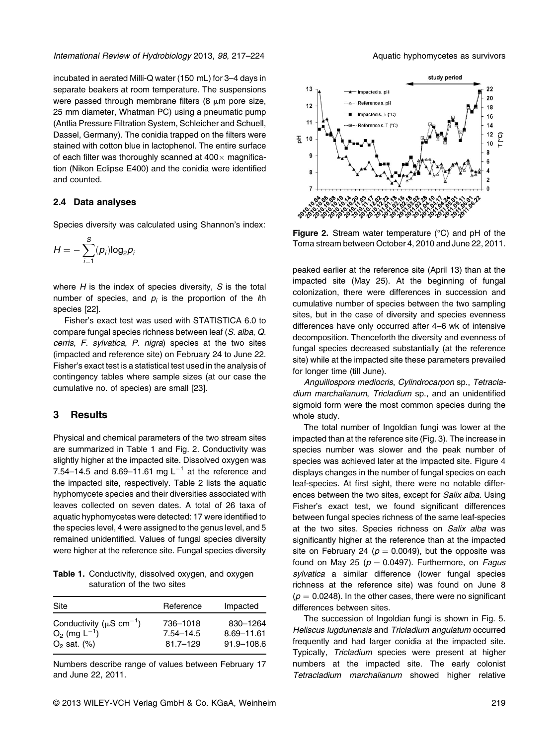incubated in aerated Milli-Q water (150 mL) for 3–4 days in separate beakers at room temperature. The suspensions were passed through membrane filters (8 μm pore size, 25 mm diameter, Whatman PC) using a pneumatic pump (Antlia Pressure Filtration System, Schleicher and Schuell, Dassel, Germany). The conidia trapped on the filters were stained with cotton blue in lactophenol. The entire surface of each filter was thoroughly scanned at 400× magnification (Nikon Eclipse E400) and the conidia were identified and counted.

### 2.4 Data analyses

Species diversity was calculated using Shannon's index:

$$H = -\sum_{i=1}^{S}(p_i)\log_2 p_i$$

where $H$ is the index of species diversity, $S$ is the total number of species, and $p_i$ is the proportion of the $i$th species [22].

Fisher's exact test was used with STATISTICA 6.0 to compare fungal species richness between leaf (*S. alba*, *Q. cerris*, *F. sylvatica*, *P. nigra*) species at the two sites (impacted and reference site) on February 24 to June 22. Fisher's exact test is a statistical test used in the analysis of contingency tables where sample sizes (at our case the cumulative no. of species) are small [23].

## 3 Results

Physical and chemical parameters of the two stream sites are summarized in Table 1 and Fig. 2. Conductivity was slightly higher at the impacted site. Dissolved oxygen was 7.54–14.5 and 8.69–11.61 mg $L^{-1}$ at the reference and the impacted site, respectively. Table 2 lists the aquatic hyphomycete species and their diversities associated with leaves collected on seven dates. A total of 26 taxa of aquatic hyphomycetes were detected: 17 were identified to the species level, 4 were assigned to the genus level, and 5 remained unidentified. Values of fungal species diversity were higher at the reference site. Fungal species diversity

**Table 1.** Conductivity, dissolved oxygen, and oxygen saturation of the two sites

| Site | Reference | Impacted |
|---|---|---|
| Conductivity (μS $cm^{-1}$) | 736–1018 | 830–1264 |
| $O_2$ (mg $L^{-1}$) | 7.54–14.5 | 8.69–11.61 |
| $O_2$ sat. (%) | 81.7–129 | 91.9–108.6 |

Numbers describe range of values between February 17 and June 22, 2011.

**Figure 2.** Stream water temperature (°C) and pH of the Torna stream between October 4, 2010 and June 22, 2011.

peaked earlier at the reference site (April 13) than at the impacted site (May 25). At the beginning of fungal colonization, there were differences in succession and cumulative number of species between the two sampling sites, but in the case of diversity and species evenness differences have only occurred after 4–6 wk of intensive decomposition. Thenceforth the diversity and evenness of fungal species decreased substantially (at the reference site) while at the impacted site these parameters prevailed for longer time (till June).

*Anguillospora mediocris*, *Cylindrocarpon* sp., *Tetracladium marchalianum*, *Tricladium* sp., and an unidentified sigmoid form were the most common species during the whole study.

The total number of Ingoldian fungi was lower at the impacted than at the reference site (Fig. 3). The increase in species number was slower and the peak number of species was achieved later at the impacted site. Figure 4 displays changes in the number of fungal species on each leaf-species. At first sight, there were no notable differences between the two sites, except for *Salix alba*. Using Fisher's exact test, we found significant differences between fungal species richness of the same leaf-species at the two sites. Species richness on *Salix alba* was significantly higher at the reference than at the impacted site on February 24 ($p = 0.0049$), but the opposite was found on May 25 ($p = 0.0497$). Furthermore, on *Fagus sylvatica* a similar difference (lower fungal species richness at the reference site) was found on June 8 ($p = 0.0248$). In the other cases, there were no significant differences between sites.

The succession of Ingoldian fungi is shown in Fig. 5. *Heliscus lugdunensis* and *Tricladium angulatum* occurred frequently and had larger conidia at the impacted site. Typically, *Tricladium* species were present at higher numbers at the impacted site. The early colonist *Tetracladium marchalianum* showed higher relative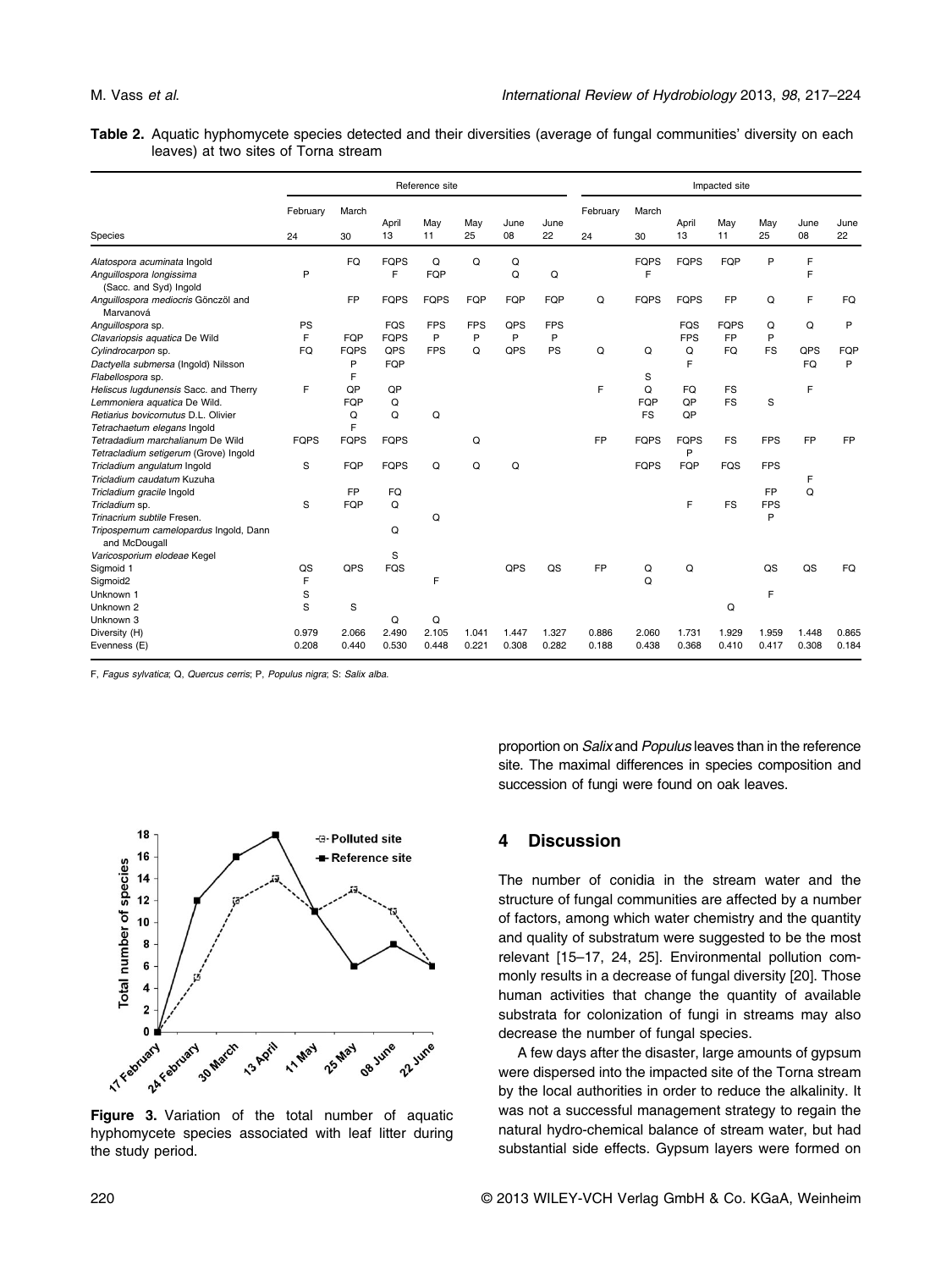**Table 2.** Aquatic hyphomycete species detected and their diversities (average of fungal communities' diversity on each leaves) at two sites of Torna stream

| | Reference site | | | | | | | Impacted site | | | | | | |
|---|---|---|---|---|---|---|---|---|---|---|---|---|---|---|
| Species | February 24 | March 30 | April 13 | May 11 | May 25 | June 08 | June 22 | February 24 | March 30 | April 13 | May 11 | May 25 | June 08 | June 22 |
| *Alatospora acuminata* Ingold | | FQ | FQPS | Q | Q | Q | | | FQPS | FQPS | FQP | P | F | |
| *Anguillospora longissima* (Sacc. and Syd) Ingold | P | | F | FQP | | Q | Q | | F | | | | F | |
| *Anguillospora mediocris* Gönczöl and Marvanová | | FP | FQPS | FQPS | FQP | FQP | FQP | Q | FQPS | FQPS | FP | Q | F | FQ |
| *Anguillospora* sp. | PS | | FQS | FPS | FPS | QPS | FPS | | | FQS | FQPS | Q | Q | P |
| *Clavariopsis aquatica* De Wild | F | FQP | FQPS | P | P | P | P | | | FPS | FP | P | | |
| *Cylindrocarpon* sp. | FQ | FQPS | QPS | FPS | Q | QPS | PS | Q | Q | Q | FQ | FS | QPS | FQP |
| *Dactyella submersa* (Ingold) Nilsson | | P | FQP | | | | | | | F | | | FQ | P |
| *Flabellospora* sp. | | F | | | | | | | S | | | | | |
| *Heliscus lugdunensis* Sacc. and Therry | F | QP | QP | | | | | F | Q | FQ | FS | | F | |
| *Lemmoniera aquatica* De Wild. | | FQP | Q | | | | | | FQP | QP | FS | S | | |
| *Retiarius bovicornutus* D.L. Olivier | | Q | Q | Q | | | | | FS | QP | | | | |
| *Tetrachaetum elegans* Ingold | | F | | | | | | | | | | | | |
| *Tetradadium marchalianum* De Wild | FQPS | FQPS | FQPS | | Q | | | FP | FQPS | FQPS | FS | FPS | FP | FP |
| *Tetracladium setigerum* (Grove) Ingold | | | | | | | | | | P | | | | |
| *Tricladium angulatum* Ingold | S | FQP | FQPS | Q | Q | Q | | | FQPS | FQP | FQS | FPS | | |
| *Tricladium caudatum* Kuzuha | | | | | | | | | | | | | F | |
| *Tricladium gracile* Ingold | | FP | FQ | | | | | | | | | FP | Q | |
| *Tricladium* sp. | S | FQP | Q | | | | | | | F | FS | FPS | | |
| *Trinacrium subtile* Fresen. | | | | Q | | | | | | | | P | | |
| *Tripospernum camelopardus* Ingold, Dann and McDougall | | | Q | | | | | | | | | | | |
| *Varicosporium elodeae* Kegel | | | S | | | | | | | | | | | |
| Sigmoid 1 | QS | QPS | FQS | | | QPS | QS | FP | Q | Q | | QS | QS | FQ |
| Sigmoid2 | F | | | F | | | | | Q | | | | | |
| Unknown 1 | S | | | | | | | | | | | F | | |
| Unknown 2 | S | S | | | | | | | | | Q | | | |
| Unknown 3 | | | Q | Q | | | | | | | | | | |
| Diversity (H) | 0.979 | 2.066 | 2.490 | 2.105 | 1.041 | 1.447 | 1.327 | 0.886 | 2.060 | 1.731 | 1.929 | 1.959 | 1.448 | 0.865 |
| Evenness (E) | 0.208 | 0.440 | 0.530 | 0.448 | 0.221 | 0.308 | 0.282 | 0.188 | 0.438 | 0.368 | 0.410 | 0.417 | 0.308 | 0.184 |

F, *Fagus sylvatica*; Q, *Quercus cerris*; P, *Populus nigra*; S: *Salix alba*.

**Figure 3.** Variation of the total number of aquatic hyphomycete species associated with leaf litter during the study period.

proportion on *Salix* and *Populus* leaves than in the reference site. The maximal differences in species composition and succession of fungi were found on oak leaves.

## 4 Discussion

The number of conidia in the stream water and the structure of fungal communities are affected by a number of factors, among which water chemistry and the quantity and quality of substratum were suggested to be the most relevant [15–17, 24, 25]. Environmental pollution commonly results in a decrease of fungal diversity [20]. Those human activities that change the quantity of available substrata for colonization of fungi in streams may also decrease the number of fungal species.

A few days after the disaster, large amounts of gypsum were dispersed into the impacted site of the Torna stream by the local authorities in order to reduce the alkalinity. It was not a successful management strategy to regain the natural hydro-chemical balance of stream water, but had substantial side effects. Gypsum layers were formed on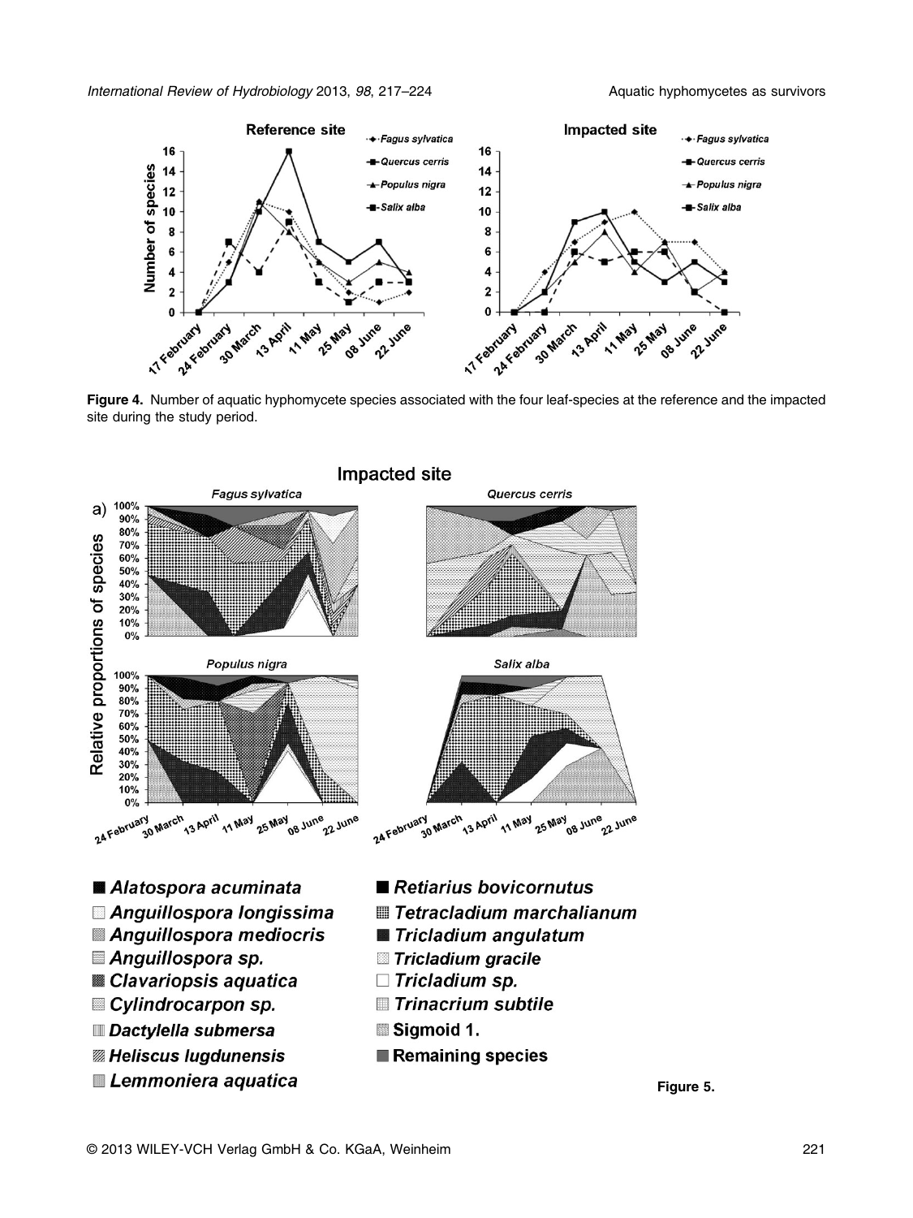Figure 4. Number of aquatic hyphomycete species associated with the four leaf-species at the reference and the impacted site during the study period.

Figure 5.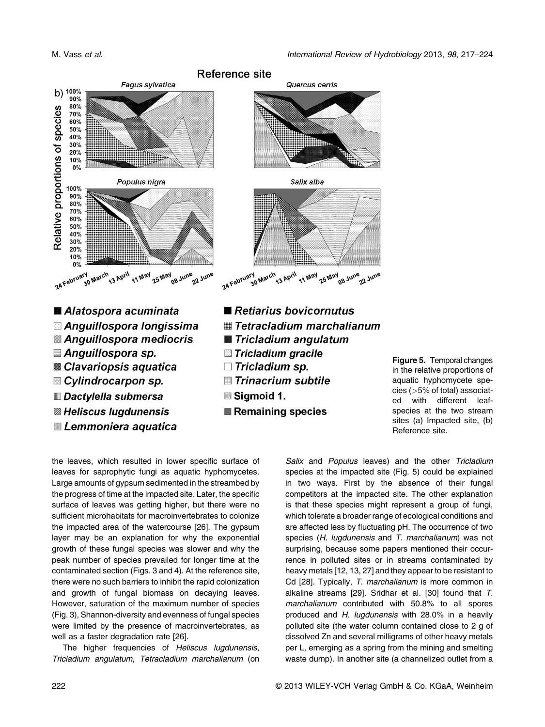**Figure 5.** Temporal changes in the relative proportions of aquatic hyphomycete species (>5% of total) associated with different leaf-species at the two stream sites (a) Impacted site, (b) Reference site.

the leaves, which resulted in lower specific surface of leaves for saprophytic fungi as aquatic hyphomycetes. Large amounts of gypsum sedimented in the streambed by the progress of time at the impacted site. Later, the specific surface of leaves was getting higher, but there were no sufficient microhabitats for macroinvertebrates to colonize the impacted area of the watercourse [26]. The gypsum layer may be an explanation for why the exponential growth of these fungal species was slower and why the peak number of species prevailed for longer time at the contaminated section (Figs. 3 and 4). At the reference site, there were no such barriers to inhibit the rapid colonization and growth of fungal biomass on decaying leaves. However, saturation of the maximum number of species (Fig. 3), Shannon-diversity and evenness of fungal species were limited by the presence of macroinvertebrates, as well as a faster degradation rate [26].

The higher frequencies of *Heliscus lugdunensis*, *Tricladium angulatum*, *Tetracladium marchalianum* (on *Salix* and *Populus* leaves) and the other *Tricladium* species at the impacted site (Fig. 5) could be explained in two ways. First by the absence of their fungal competitors at the impacted site. The other explanation is that these species might represent a group of fungi, which tolerate a broader range of ecological conditions and are affected less by fluctuating pH. The occurrence of two species (*H. lugdunensis* and *T. marchalianum*) was not surprising, because some papers mentioned their occurrence in polluted sites or in streams contaminated by heavy metals [12, 13, 27] and they appear to be resistant to Cd [28]. Typically, *T. marchalianum* is more common in alkaline streams [29]. Sridhar et al. [30] found that *T. marchalianum* contributed with 50.8% to all spores produced and *H. lugdunensis* with 28.0% in a heavily polluted site (the water column contained close to 2 g of dissolved Zn and several milligrams of other heavy metals per L, emerging as a spring from the mining and smelting waste dump). In another site (a channelized outlet from a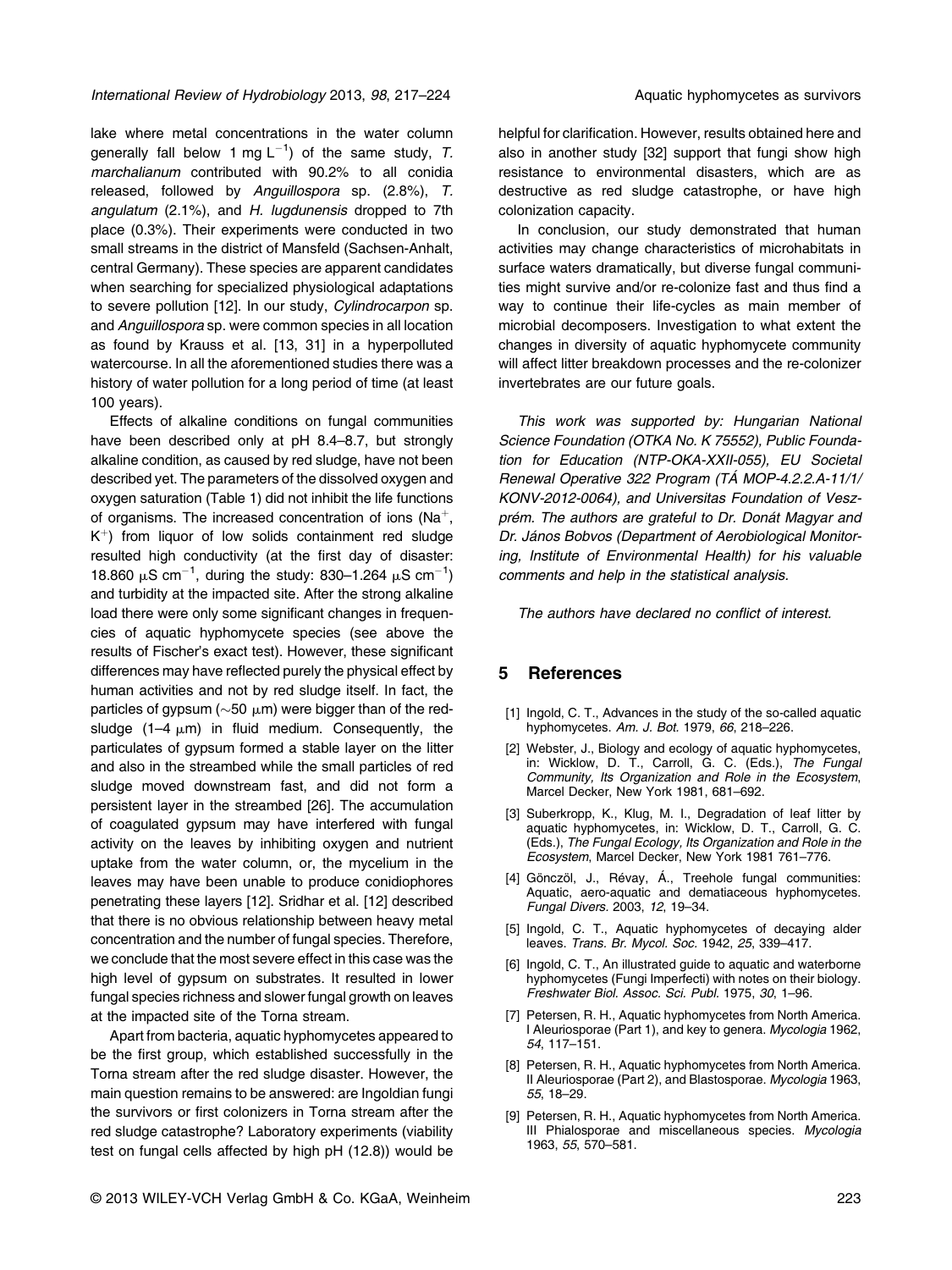lake where metal concentrations in the water column generally fall below 1 mg $L^{-1}$) of the same study, *T. marchalianum* contributed with 90.2% to all conidia released, followed by *Anguillospora* sp. (2.8%), *T. angulatum* (2.1%), and *H. lugdunensis* dropped to 7th place (0.3%). Their experiments were conducted in two small streams in the district of Mansfeld (Sachsen-Anhalt, central Germany). These species are apparent candidates when searching for specialized physiological adaptations to severe pollution [12]. In our study, *Cylindrocarpon* sp. and *Anguillospora* sp. were common species in all location as found by Krauss et al. [13, 31] in a hyperpolluted watercourse. In all the aforementioned studies there was a history of water pollution for a long period of time (at least 100 years).

Effects of alkaline conditions on fungal communities have been described only at pH 8.4–8.7, but strongly alkaline condition, as caused by red sludge, have not been described yet. The parameters of the dissolved oxygen and oxygen saturation (Table 1) did not inhibit the life functions of organisms. The increased concentration of ions ($Na^+$, $K^+$) from liquor of low solids containment red sludge resulted high conductivity (at the first day of disaster: 18.860 μS $cm^{-1}$, during the study: 830–1.264 μS $cm^{-1}$) and turbidity at the impacted site. After the strong alkaline load there were only some significant changes in frequencies of aquatic hyphomycete species (see above the results of Fischer's exact test). However, these significant differences may have reflected purely the physical effect by human activities and not by red sludge itself. In fact, the particles of gypsum (~50 μm) were bigger than of the red-sludge (1–4 μm) in fluid medium. Consequently, the particulates of gypsum formed a stable layer on the litter and also in the streambed while the small particles of red sludge moved downstream fast, and did not form a persistent layer in the streambed [26]. The accumulation of coagulated gypsum may have interfered with fungal activity on the leaves by inhibiting oxygen and nutrient uptake from the water column, or, the mycelium in the leaves may have been unable to produce conidiophores penetrating these layers [12]. Sridhar et al. [12] described that there is no obvious relationship between heavy metal concentration and the number of fungal species. Therefore, we conclude that the most severe effect in this case was the high level of gypsum on substrates. It resulted in lower fungal species richness and slower fungal growth on leaves at the impacted site of the Torna stream.

Apart from bacteria, aquatic hyphomycetes appeared to be the first group, which established successfully in the Torna stream after the red sludge disaster. However, the main question remains to be answered: are Ingoldian fungi the survivors or first colonizers in Torna stream after the red sludge catastrophe? Laboratory experiments (viability test on fungal cells affected by high pH (12.8)) would be helpful for clarification. However, results obtained here and also in another study [32] support that fungi show high resistance to environmental disasters, which are as destructive as red sludge catastrophe, or have high colonization capacity.

In conclusion, our study demonstrated that human activities may change characteristics of microhabitats in surface waters dramatically, but diverse fungal communities might survive and/or re-colonize fast and thus find a way to continue their life-cycles as main member of microbial decomposers. Investigation to what extent the changes in diversity of aquatic hyphomycete community will affect litter breakdown processes and the re-colonizer invertebrates are our future goals.

*This work was supported by: Hungarian National Science Foundation (OTKA No. K 75552), Public Foundation for Education (NTP-OKA-XXII-055), EU Societal Renewal Operative 322 Program (TÁ MOP-4.2.2.A-11/1/KONV-2012-0064), and Universitas Foundation of Veszprém. The authors are grateful to Dr. Donát Magyar and Dr. János Bobvos (Department of Aerobiological Monitoring, Institute of Environmental Health) for his valuable comments and help in the statistical analysis.*

*The authors have declared no conflict of interest.*

## 5 References

[1] Ingold, C. T., Advances in the study of the so-called aquatic hyphomycetes. *Am. J. Bot.* 1979, *66*, 218–226.

[2] Webster, J., Biology and ecology of aquatic hyphomycetes, in: Wicklow, D. T., Carroll, G. C. (Eds.), *The Fungal Community, Its Organization and Role in the Ecosystem*, Marcel Decker, New York 1981, 681–692.

[3] Suberkropp, K., Klug, M. I., Degradation of leaf litter by aquatic hyphomycetes, in: Wicklow, D. T., Carroll, G. C. (Eds.), *The Fungal Ecology, Its Organization and Role in the Ecosystem*, Marcel Decker, New York 1981 761–776.

[4] Gönczöl, J., Révay, Á., Treehole fungal communities: Aquatic, aero-aquatic and dematiaceous hyphomycetes. *Fungal Divers.* 2003, *12*, 19–34.

[5] Ingold, C. T., Aquatic hyphomycetes of decaying alder leaves. *Trans. Br. Mycol. Soc.* 1942, *25*, 339–417.

[6] Ingold, C. T., An illustrated guide to aquatic and waterborne hyphomycetes (Fungi Imperfecti) with notes on their biology. *Freshwater Biol. Assoc. Sci. Publ.* 1975, *30*, 1–96.

[7] Petersen, R. H., Aquatic hyphomycetes from North America. I Aleuriosporae (Part 1), and key to genera. *Mycologia* 1962, *54*, 117–151.

[8] Petersen, R. H., Aquatic hyphomycetes from North America. II Aleuriosporae (Part 2), and Blastosporae. *Mycologia* 1963, *55*, 18–29.

[9] Petersen, R. H., Aquatic hyphomycetes from North America. III Phialosporae and miscellaneous species. *Mycologia* 1963, *55*, 570–581.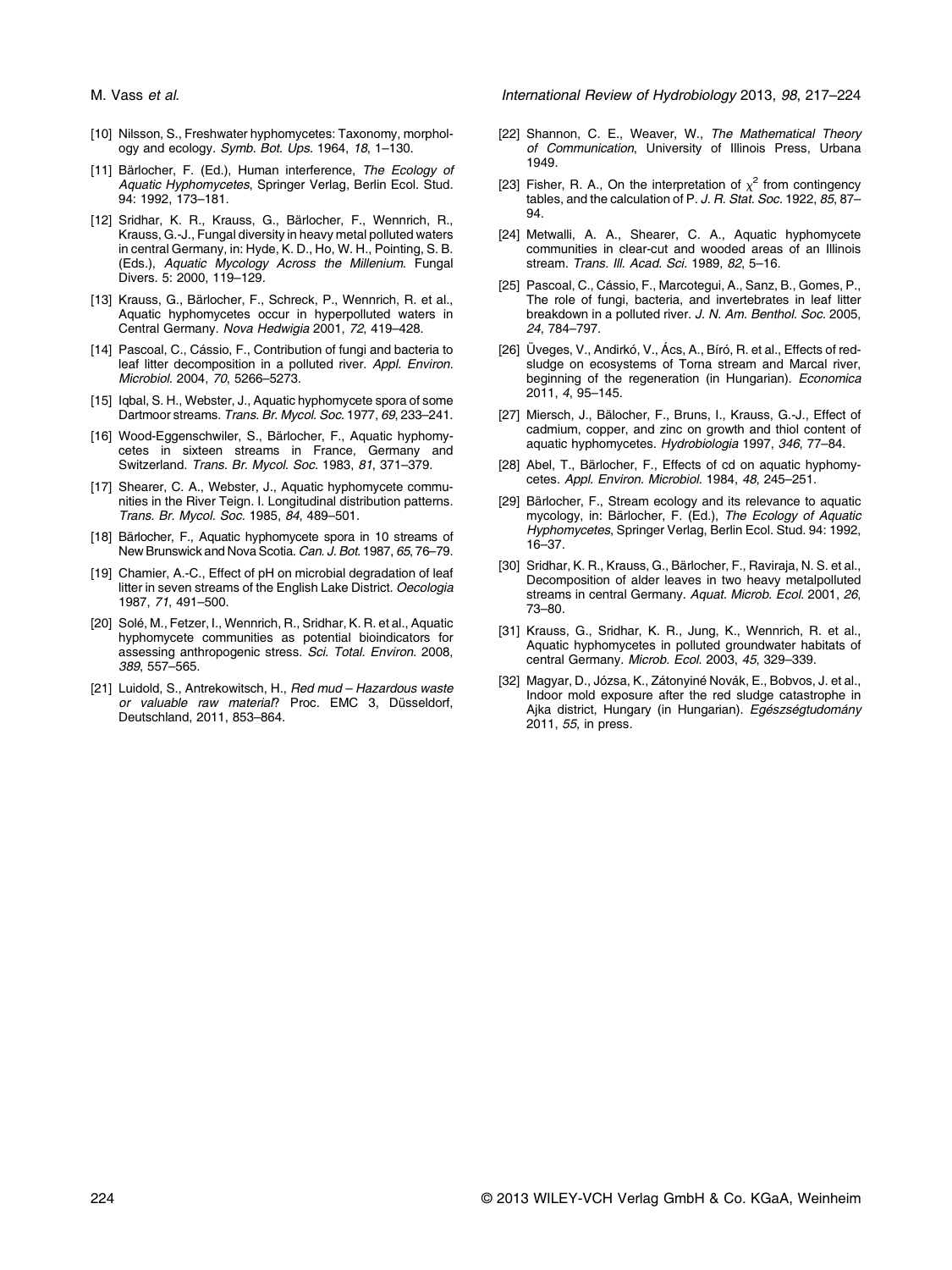[10] Nilsson, S., Freshwater hyphomycetes: Taxonomy, morphology and ecology. *Symb. Bot. Ups.* 1964, *18*, 1–130.

[11] Bärlocher, F. (Ed.), Human interference, *The Ecology of Aquatic Hyphomycetes*, Springer Verlag, Berlin Ecol. Stud. 94: 1992, 173–181.

[12] Sridhar, K. R., Krauss, G., Bärlocher, F., Wennrich, R., Krauss, G.-J., Fungal diversity in heavy metal polluted waters in central Germany, in: Hyde, K. D., Ho, W. H., Pointing, S. B. (Eds.), *Aquatic Mycology Across the Millenium*. Fungal Divers. 5: 2000, 119–129.

[13] Krauss, G., Bärlocher, F., Schreck, P., Wennrich, R. et al., Aquatic hyphomycetes occur in hyperpolluted waters in Central Germany. *Nova Hedwigia* 2001, *72*, 419–428.

[14] Pascoal, C., Cássio, F., Contribution of fungi and bacteria to leaf litter decomposition in a polluted river. *Appl. Environ. Microbiol.* 2004, *70*, 5266–5273.

[15] Iqbal, S. H., Webster, J., Aquatic hyphomycete spora of some Dartmoor streams. *Trans. Br. Mycol. Soc.* 1977, *69*, 233–241.

[16] Wood-Eggenschwiler, S., Bärlocher, F., Aquatic hyphomycetes in sixteen streams in France, Germany and Switzerland. *Trans. Br. Mycol. Soc.* 1983, *81*, 371–379.

[17] Shearer, C. A., Webster, J., Aquatic hyphomycete communities in the River Teign. I. Longitudinal distribution patterns. *Trans. Br. Mycol. Soc.* 1985, *84*, 489–501.

[18] Bärlocher, F., Aquatic hyphomycete spora in 10 streams of New Brunswick and Nova Scotia. *Can. J. Bot.* 1987, *65*, 76–79.

[19] Chamier, A.-C., Effect of pH on microbial degradation of leaf litter in seven streams of the English Lake District. *Oecologia* 1987, *71*, 491–500.

[20] Solé, M., Fetzer, I., Wennrich, R., Sridhar, K. R. et al., Aquatic hyphomycete communities as potential bioindicators for assessing anthropogenic stress. *Sci. Total. Environ.* 2008, *389*, 557–565.

[21] Luidold, S., Antrekowitsch, H., *Red mud – Hazardous waste or valuable raw material?* Proc. EMC 3, Düsseldorf, Deutschland, 2011, 853–864.

[22] Shannon, C. E., Weaver, W., *The Mathematical Theory of Communication*, University of Illinois Press, Urbana 1949.

[23] Fisher, R. A., On the interpretation of $\chi^2$ from contingency tables, and the calculation of P. *J. R. Stat. Soc.* 1922, *85*, 87–94.

[24] Metwalli, A. A., Shearer, C. A., Aquatic hyphomycete communities in clear-cut and wooded areas of an Illinois stream. *Trans. Ill. Acad. Sci.* 1989, *82*, 5–16.

[25] Pascoal, C., Cássio, F., Marcotegui, A., Sanz, B., Gomes, P., The role of fungi, bacteria, and invertebrates in leaf litter breakdown in a polluted river. *J. N. Am. Benthol. Soc.* 2005, *24*, 784–797.

[26] Üveges, V., Andirkó, V., Ács, A., Bíró, R. et al., Effects of red-sludge on ecosystems of Torna stream and Marcal river, beginning of the regeneration (in Hungarian). *Economica* 2011, *4*, 95–145.

[27] Miersch, J., Bälocher, F., Bruns, I., Krauss, G.-J., Effect of cadmium, copper, and zinc on growth and thiol content of aquatic hyphomycetes. *Hydrobiologia* 1997, *346*, 77–84.

[28] Abel, T., Bärlocher, F., Effects of cd on aquatic hyphomycetes. *Appl. Environ. Microbiol.* 1984, *48*, 245–251.

[29] Bärlocher, F., Stream ecology and its relevance to aquatic mycology, in: Bärlocher, F. (Ed.), *The Ecology of Aquatic Hyphomycetes*, Springer Verlag, Berlin Ecol. Stud. 94: 1992, 16–37.

[30] Sridhar, K. R., Krauss, G., Bärlocher, F., Raviraja, N. S. et al., Decomposition of alder leaves in two heavy metalpolluted streams in central Germany. *Aquat. Microb. Ecol.* 2001, *26*, 73–80.

[31] Krauss, G., Sridhar, K. R., Jung, K., Wennrich, R. et al., Aquatic hyphomycetes in polluted groundwater habitats of central Germany. *Microb. Ecol.* 2003, *45*, 329–339.

[32] Magyar, D., Józsa, K., Zátonyiné Novák, E., Bobvos, J. et al., Indoor mold exposure after the red sludge catastrophe in Ajka district, Hungary (in Hungarian). *Egészségtudomány* 2011, *55*, in press.